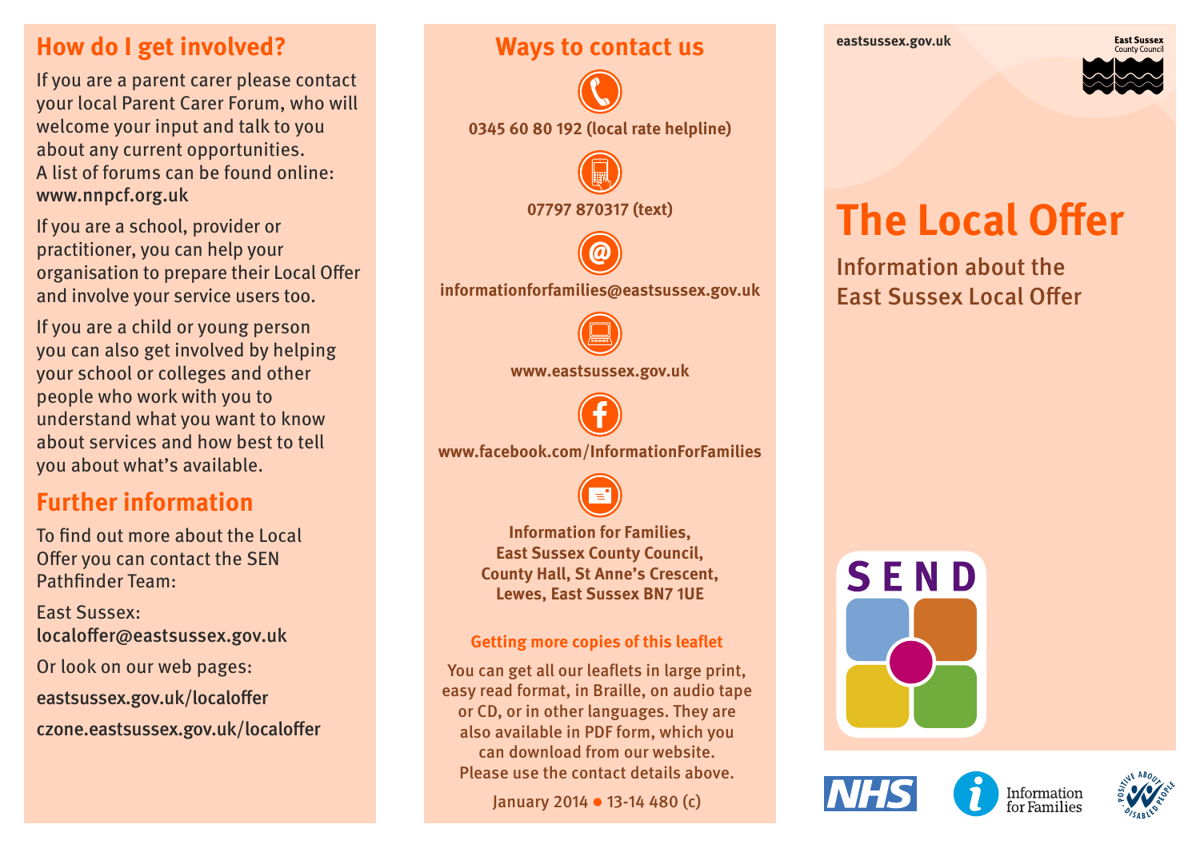## How do I get involved?

If you are a parent carer please contact your local Parent Carer Forum, who will welcome your input and talk to you about any current opportunities. A list of forums can be found online: www.nnpcf.org.uk

If you are a school, provider or practitioner, you can help your organisation to prepare their Local Offer and involve your service users too.

If you are a child or young person you can also get involved by helping your school or colleges and other people who work with you to understand what you want to know about services and how best to tell you about what's available.

## Further information

To find out more about the Local Offer you can contact the SEN Pathfinder Team:

East Sussex: localoffer@eastsussex.gov.uk

Or look on our web pages:

eastsussex.gov.uk/localoffer

czone.eastsussex.gov.uk/localoffer

## Ways to contact us

**0345 60 80 192 (local rate helpline)**

**07797 870317 (text)**

**informationforfamilies@eastsussex.gov.uk**

**www.eastsussex.gov.uk**

**www.facebook.com/InformationForFamilies**

**Information for Families, East Sussex County Council, County Hall, St Anne's Crescent, Lewes, East Sussex BN7 1UE**

### Getting more copies of this leaflet

You can get all our leaflets in large print, easy read format, in Braille, on audio tape or CD, or in other languages. They are also available in PDF form, which you can download from our website. Please use the contact details above.

January 2014 ● 13-14 480 (c)

eastsussex.gov.uk

East Sussex County Council

# The Local Offer

Information about the East Sussex Local Offer

SEND

NHS

Information for Families

Positive about disabled people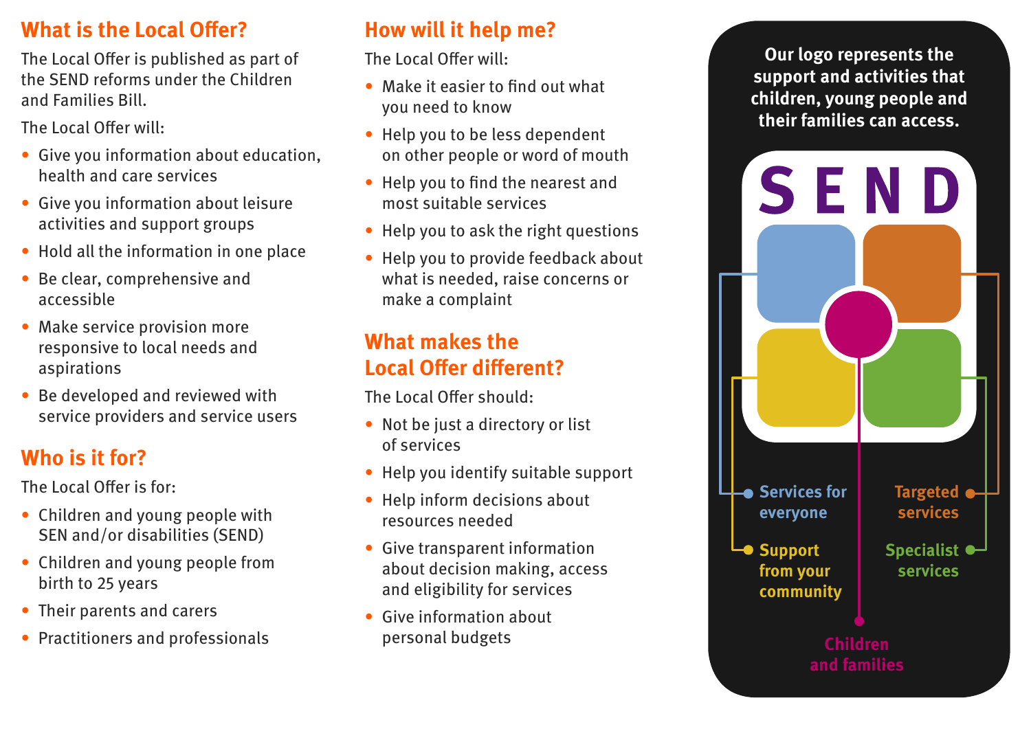## What is the Local Offer?

The Local Offer is published as part of the SEND reforms under the Children and Families Bill.

The Local Offer will:

- Give you information about education, health and care services
- Give you information about leisure activities and support groups
- Hold all the information in one place
- Be clear, comprehensive and accessible
- Make service provision more responsive to local needs and aspirations
- Be developed and reviewed with service providers and service users

## Who is it for?

The Local Offer is for:

- Children and young people with SEN and/or disabilities (SEND)
- Children and young people from birth to 25 years
- Their parents and carers
- Practitioners and professionals

## How will it help me?

The Local Offer will:

- Make it easier to find out what you need to know
- Help you to be less dependent on other people or word of mouth
- Help you to find the nearest and most suitable services
- Help you to ask the right questions
- Help you to provide feedback about what is needed, raise concerns or make a complaint

## What makes the Local Offer different?

The Local Offer should:

- Not be just a directory or list of services
- Help you identify suitable support
- Help inform decisions about resources needed
- Give transparent information about decision making, access and eligibility for services
- Give information about personal budgets

**Our logo represents the support and activities that children, young people and their families can access.**

SEND

Services for everyone

Targeted services

Support from your community

Specialist services

Children and families